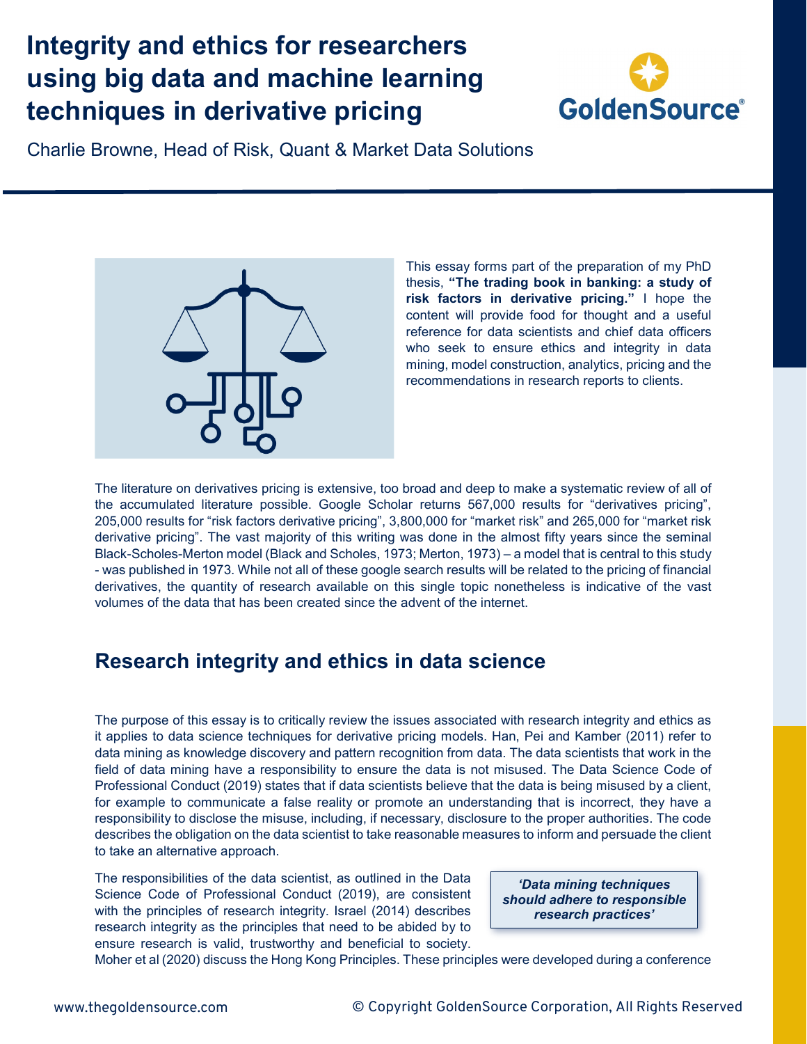# Integrity and ethics for researchers using big data and machine learning techniques in derivative pricing

Charlie Browne, Head of Risk, Quant & Market Data Solutions

This essay forms part of the preparation of my PhD thesis, **"The trading book in banking: a study of risk factors in derivative pricing."** I hope the content will provide food for thought and a useful reference for data scientists and chief data officers who seek to ensure ethics and integrity in data mining, model construction, analytics, pricing and the recommendations in research reports to clients.

The literature on derivatives pricing is extensive, too broad and deep to make a systematic review of all of the accumulated literature possible. Google Scholar returns 567,000 results for "derivatives pricing", 205,000 results for "risk factors derivative pricing", 3,800,000 for "market risk" and 265,000 for "market risk derivative pricing". The vast majority of this writing was done in the almost fifty years since the seminal Black-Scholes-Merton model (Black and Scholes, 1973; Merton, 1973) – a model that is central to this study - was published in 1973. While not all of these google search results will be related to the pricing of financial derivatives, the quantity of research available on this single topic nonetheless is indicative of the vast volumes of the data that has been created since the advent of the internet.

## Research integrity and ethics in data science

The purpose of this essay is to critically review the issues associated with research integrity and ethics as it applies to data science techniques for derivative pricing models. Han, Pei and Kamber (2011) refer to data mining as knowledge discovery and pattern recognition from data. The data scientists that work in the field of data mining have a responsibility to ensure the data is not misused. The Data Science Code of Professional Conduct (2019) states that if data scientists believe that the data is being misused by a client, for example to communicate a false reality or promote an understanding that is incorrect, they have a responsibility to disclose the misuse, including, if necessary, disclosure to the proper authorities. The code describes the obligation on the data scientist to take reasonable measures to inform and persuade the client to take an alternative approach.

> ***'Data mining techniques should adhere to responsible research practices'***

The responsibilities of the data scientist, as outlined in the Data Science Code of Professional Conduct (2019), are consistent with the principles of research integrity. Israel (2014) describes research integrity as the principles that need to be abided by to ensure research is valid, trustworthy and beneficial to society. Moher et al (2020) discuss the Hong Kong Principles. These principles were developed during a conference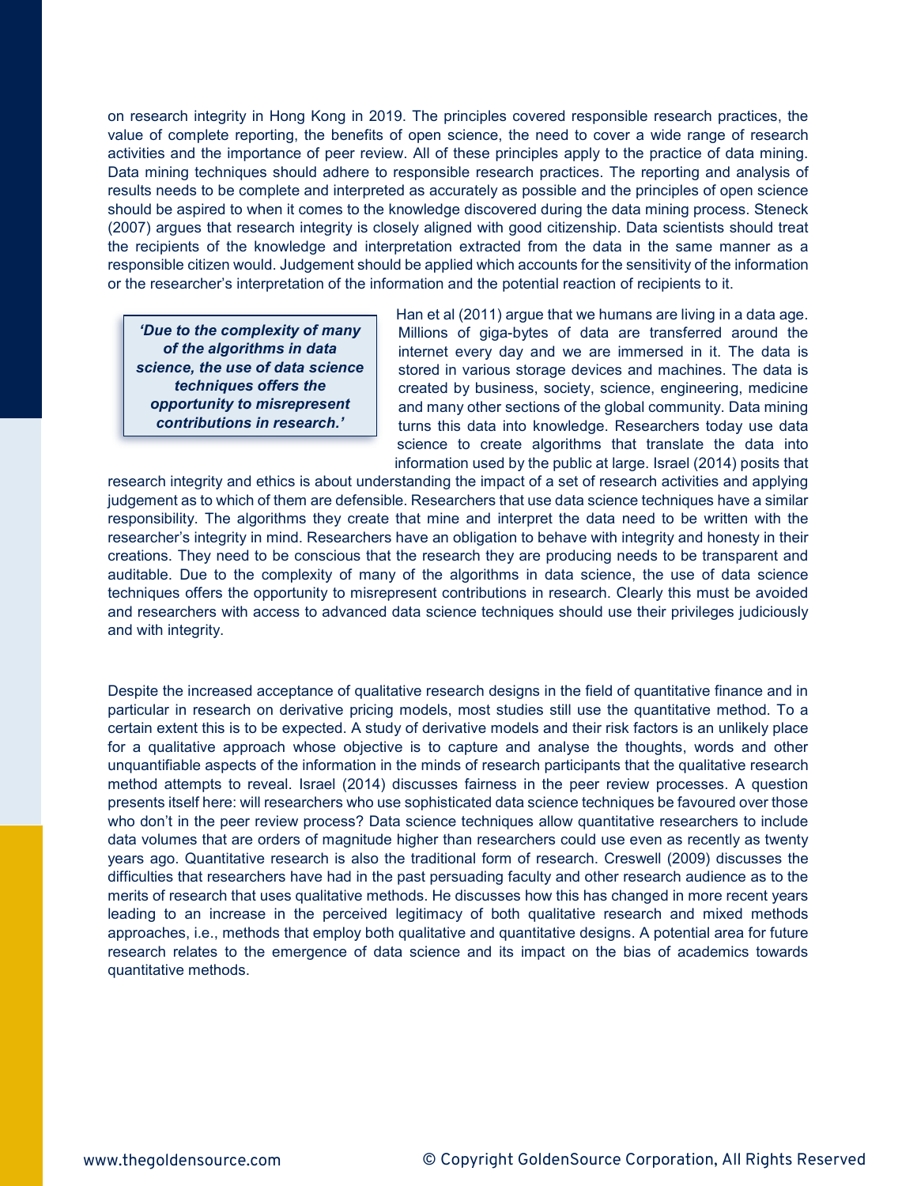on research integrity in Hong Kong in 2019. The principles covered responsible research practices, the value of complete reporting, the benefits of open science, the need to cover a wide range of research activities and the importance of peer review. All of these principles apply to the practice of data mining. Data mining techniques should adhere to responsible research practices. The reporting and analysis of results needs to be complete and interpreted as accurately as possible and the principles of open science should be aspired to when it comes to the knowledge discovered during the data mining process. Steneck (2007) argues that research integrity is closely aligned with good citizenship. Data scientists should treat the recipients of the knowledge and interpretation extracted from the data in the same manner as a responsible citizen would. Judgement should be applied which accounts for the sensitivity of the information or the researcher's interpretation of the information and the potential reaction of recipients to it.

> ***'Due to the complexity of many of the algorithms in data science, the use of data science techniques offers the opportunity to misrepresent contributions in research.'***

Han et al (2011) argue that we humans are living in a data age. Millions of giga-bytes of data are transferred around the internet every day and we are immersed in it. The data is stored in various storage devices and machines. The data is created by business, society, science, engineering, medicine and many other sections of the global community. Data mining turns this data into knowledge. Researchers today use data science to create algorithms that translate the data into information used by the public at large. Israel (2014) posits that research integrity and ethics is about understanding the impact of a set of research activities and applying judgement as to which of them are defensible. Researchers that use data science techniques have a similar responsibility. The algorithms they create that mine and interpret the data need to be written with the researcher's integrity in mind. Researchers have an obligation to behave with integrity and honesty in their creations. They need to be conscious that the research they are producing needs to be transparent and auditable. Due to the complexity of many of the algorithms in data science, the use of data science techniques offers the opportunity to misrepresent contributions in research. Clearly this must be avoided and researchers with access to advanced data science techniques should use their privileges judiciously and with integrity.

Despite the increased acceptance of qualitative research designs in the field of quantitative finance and in particular in research on derivative pricing models, most studies still use the quantitative method. To a certain extent this is to be expected. A study of derivative models and their risk factors is an unlikely place for a qualitative approach whose objective is to capture and analyse the thoughts, words and other unquantifiable aspects of the information in the minds of research participants that the qualitative research method attempts to reveal. Israel (2014) discusses fairness in the peer review processes. A question presents itself here: will researchers who use sophisticated data science techniques be favoured over those who don't in the peer review process? Data science techniques allow quantitative researchers to include data volumes that are orders of magnitude higher than researchers could use even as recently as twenty years ago. Quantitative research is also the traditional form of research. Creswell (2009) discusses the difficulties that researchers have had in the past persuading faculty and other research audience as to the merits of research that uses qualitative methods. He discusses how this has changed in more recent years leading to an increase in the perceived legitimacy of both qualitative research and mixed methods approaches, i.e., methods that employ both qualitative and quantitative designs. A potential area for future research relates to the emergence of data science and its impact on the bias of academics towards quantitative methods.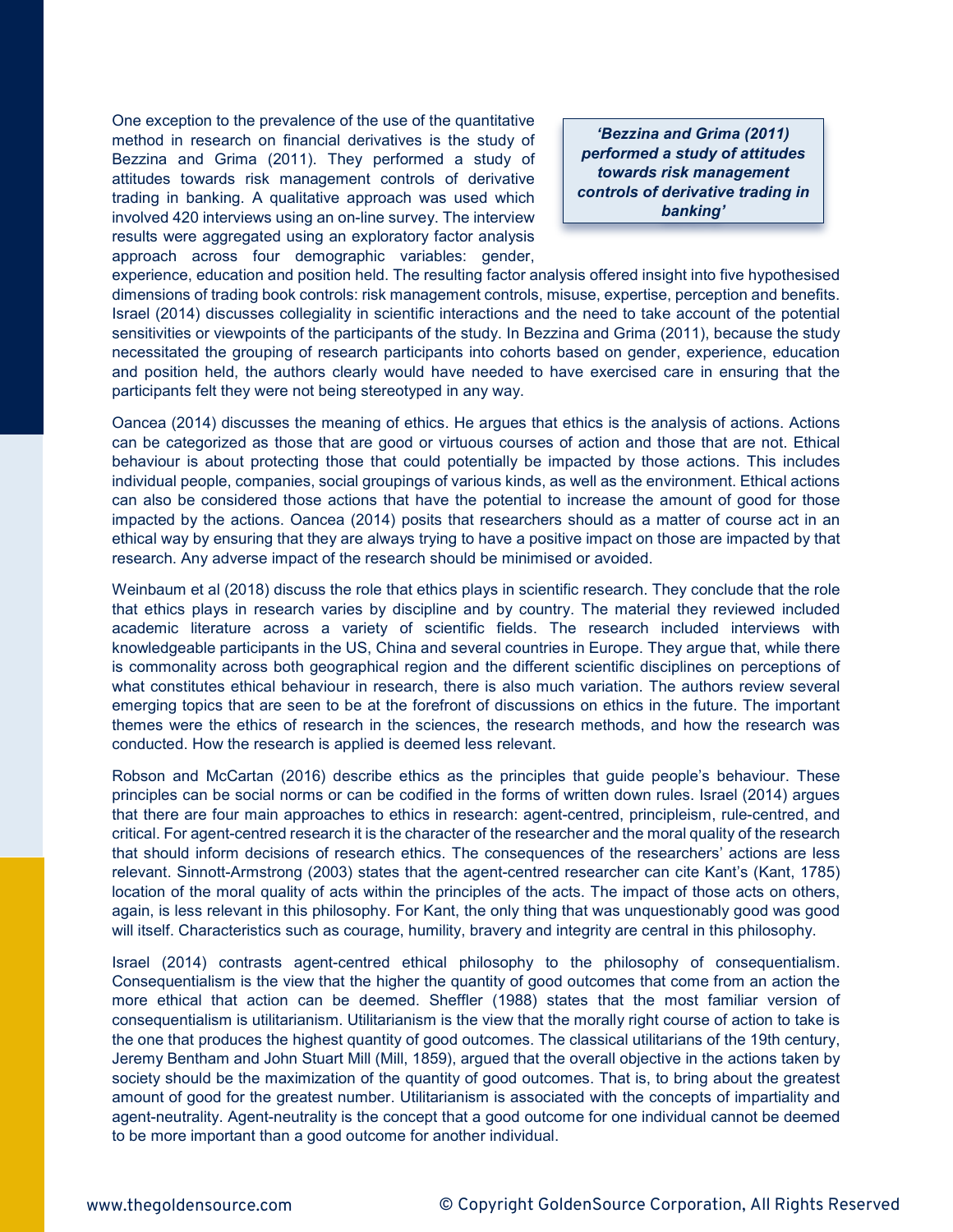One exception to the prevalence of the use of the quantitative method in research on financial derivatives is the study of Bezzina and Grima (2011). They performed a study of attitudes towards risk management controls of derivative trading in banking. A qualitative approach was used which involved 420 interviews using an on-line survey. The interview results were aggregated using an exploratory factor analysis approach across four demographic variables: gender, experience, education and position held. The resulting factor analysis offered insight into five hypothesised dimensions of trading book controls: risk management controls, misuse, expertise, perception and benefits. Israel (2014) discusses collegiality in scientific interactions and the need to take account of the potential sensitivities or viewpoints of the participants of the study. In Bezzina and Grima (2011), because the study necessitated the grouping of research participants into cohorts based on gender, experience, education and position held, the authors clearly would have needed to have exercised care in ensuring that the participants felt they were not being stereotyped in any way.

> ***'Bezzina and Grima (2011) performed a study of attitudes towards risk management controls of derivative trading in banking'***

Oancea (2014) discusses the meaning of ethics. He argues that ethics is the analysis of actions. Actions can be categorized as those that are good or virtuous courses of action and those that are not. Ethical behaviour is about protecting those that could potentially be impacted by those actions. This includes individual people, companies, social groupings of various kinds, as well as the environment. Ethical actions can also be considered those actions that have the potential to increase the amount of good for those impacted by the actions. Oancea (2014) posits that researchers should as a matter of course act in an ethical way by ensuring that they are always trying to have a positive impact on those are impacted by that research. Any adverse impact of the research should be minimised or avoided.

Weinbaum et al (2018) discuss the role that ethics plays in scientific research. They conclude that the role that ethics plays in research varies by discipline and by country. The material they reviewed included academic literature across a variety of scientific fields. The research included interviews with knowledgeable participants in the US, China and several countries in Europe. They argue that, while there is commonality across both geographical region and the different scientific disciplines on perceptions of what constitutes ethical behaviour in research, there is also much variation. The authors review several emerging topics that are seen to be at the forefront of discussions on ethics in the future. The important themes were the ethics of research in the sciences, the research methods, and how the research was conducted. How the research is applied is deemed less relevant.

Robson and McCartan (2016) describe ethics as the principles that guide people's behaviour. These principles can be social norms or can be codified in the forms of written down rules. Israel (2014) argues that there are four main approaches to ethics in research: agent-centred, principleism, rule-centred, and critical. For agent-centred research it is the character of the researcher and the moral quality of the research that should inform decisions of research ethics. The consequences of the researchers' actions are less relevant. Sinnott-Armstrong (2003) states that the agent-centred researcher can cite Kant's (Kant, 1785) location of the moral quality of acts within the principles of the acts. The impact of those acts on others, again, is less relevant in this philosophy. For Kant, the only thing that was unquestionably good was good will itself. Characteristics such as courage, humility, bravery and integrity are central in this philosophy.

Israel (2014) contrasts agent-centred ethical philosophy to the philosophy of consequentialism. Consequentialism is the view that the higher the quantity of good outcomes that come from an action the more ethical that action can be deemed. Sheffler (1988) states that the most familiar version of consequentialism is utilitarianism. Utilitarianism is the view that the morally right course of action to take is the one that produces the highest quantity of good outcomes. The classical utilitarians of the 19th century, Jeremy Bentham and John Stuart Mill (Mill, 1859), argued that the overall objective in the actions taken by society should be the maximization of the quantity of good outcomes. That is, to bring about the greatest amount of good for the greatest number. Utilitarianism is associated with the concepts of impartiality and agent-neutrality. Agent-neutrality is the concept that a good outcome for one individual cannot be deemed to be more important than a good outcome for another individual.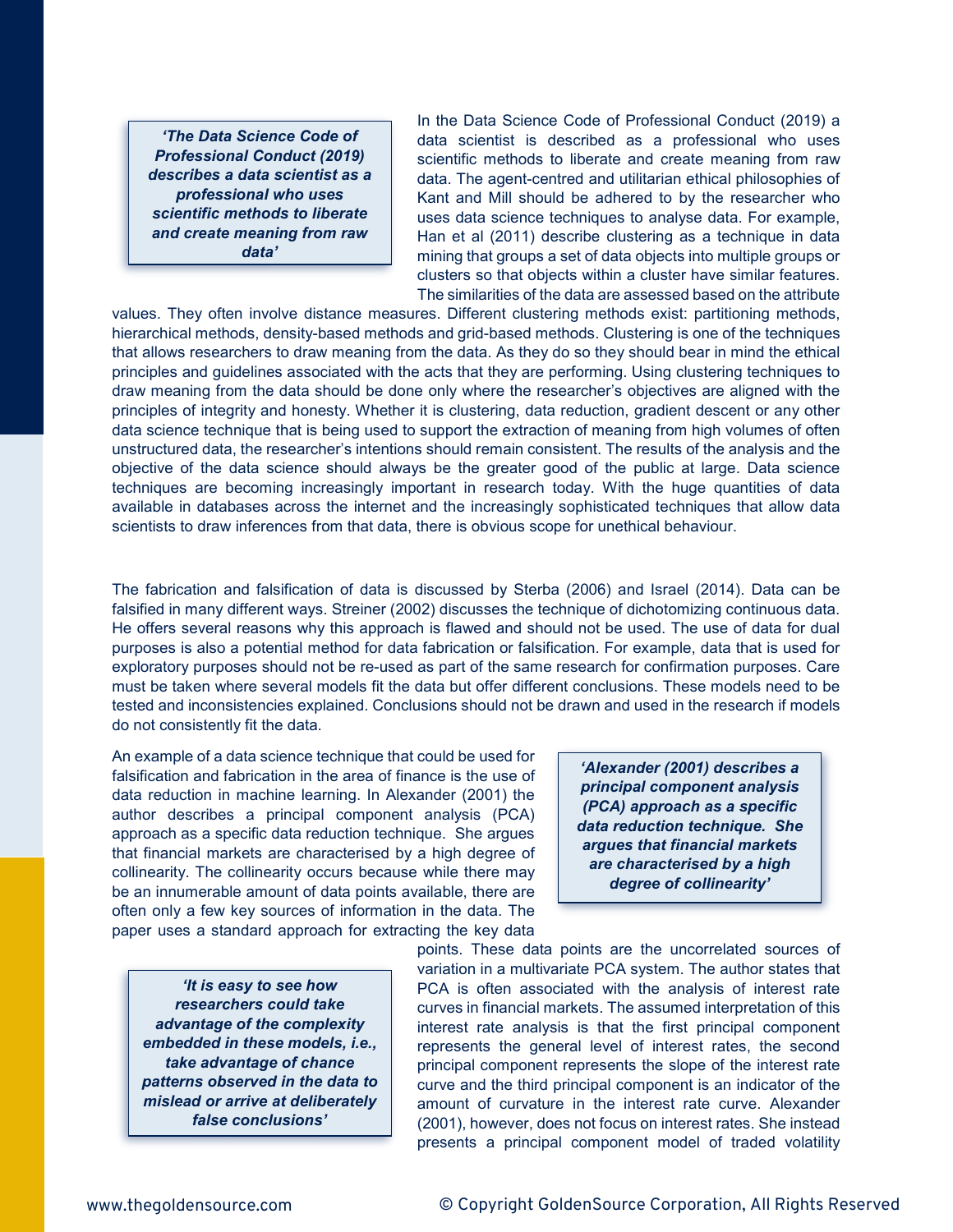> *'The Data Science Code of Professional Conduct (2019) describes a data scientist as a professional who uses scientific methods to liberate and create meaning from raw data'*

In the Data Science Code of Professional Conduct (2019) a data scientist is described as a professional who uses scientific methods to liberate and create meaning from raw data. The agent-centred and utilitarian ethical philosophies of Kant and Mill should be adhered to by the researcher who uses data science techniques to analyse data. For example, Han et al (2011) describe clustering as a technique in data mining that groups a set of data objects into multiple groups or clusters so that objects within a cluster have similar features. The similarities of the data are assessed based on the attribute values. They often involve distance measures. Different clustering methods exist: partitioning methods, hierarchical methods, density-based methods and grid-based methods. Clustering is one of the techniques that allows researchers to draw meaning from the data. As they do so they should bear in mind the ethical principles and guidelines associated with the acts that they are performing. Using clustering techniques to draw meaning from the data should be done only where the researcher's objectives are aligned with the principles of integrity and honesty. Whether it is clustering, data reduction, gradient descent or any other data science technique that is being used to support the extraction of meaning from high volumes of often unstructured data, the researcher's intentions should remain consistent. The results of the analysis and the objective of the data science should always be the greater good of the public at large. Data science techniques are becoming increasingly important in research today. With the huge quantities of data available in databases across the internet and the increasingly sophisticated techniques that allow data scientists to draw inferences from that data, there is obvious scope for unethical behaviour.

The fabrication and falsification of data is discussed by Sterba (2006) and Israel (2014). Data can be falsified in many different ways. Streiner (2002) discusses the technique of dichotomizing continuous data. He offers several reasons why this approach is flawed and should not be used. The use of data for dual purposes is also a potential method for data fabrication or falsification. For example, data that is used for exploratory purposes should not be re-used as part of the same research for confirmation purposes. Care must be taken where several models fit the data but offer different conclusions. These models need to be tested and inconsistencies explained. Conclusions should not be drawn and used in the research if models do not consistently fit the data.

> *'Alexander (2001) describes a principal component analysis (PCA) approach as a specific data reduction technique. She argues that financial markets are characterised by a high degree of collinearity'*

An example of a data science technique that could be used for falsification and fabrication in the area of finance is the use of data reduction in machine learning. In Alexander (2001) the author describes a principal component analysis (PCA) approach as a specific data reduction technique. She argues that financial markets are characterised by a high degree of collinearity. The collinearity occurs because while there may be an innumerable amount of data points available, there are often only a few key sources of information in the data. The paper uses a standard approach for extracting the key data points. These data points are the uncorrelated sources of variation in a multivariate PCA system. The author states that PCA is often associated with the analysis of interest rate curves in financial markets. The assumed interpretation of this interest rate analysis is that the first principal component represents the general level of interest rates, the second principal component represents the slope of the interest rate curve and the third principal component is an indicator of the amount of curvature in the interest rate curve. Alexander (2001), however, does not focus on interest rates. She instead presents a principal component model of traded volatility

> *'It is easy to see how researchers could take advantage of the complexity embedded in these models, i.e., take advantage of chance patterns observed in the data to mislead or arrive at deliberately false conclusions'*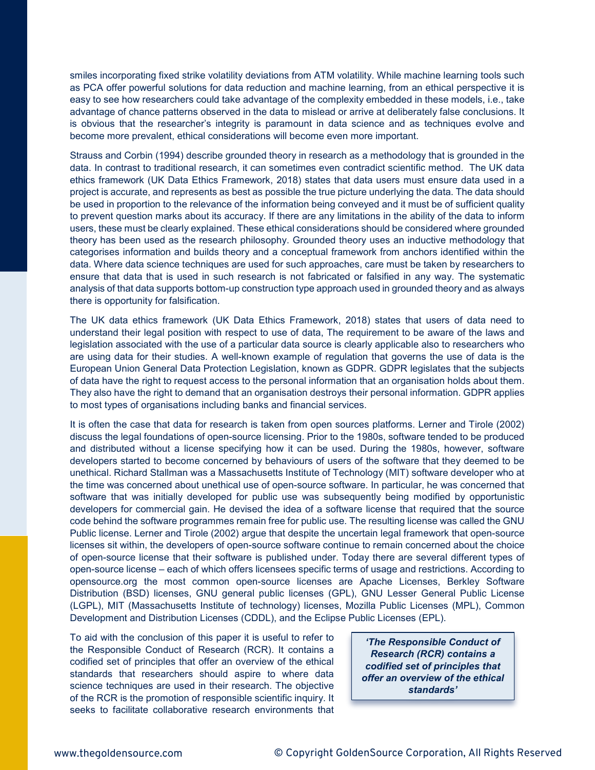smiles incorporating fixed strike volatility deviations from ATM volatility. While machine learning tools such as PCA offer powerful solutions for data reduction and machine learning, from an ethical perspective it is easy to see how researchers could take advantage of the complexity embedded in these models, i.e., take advantage of chance patterns observed in the data to mislead or arrive at deliberately false conclusions. It is obvious that the researcher's integrity is paramount in data science and as techniques evolve and become more prevalent, ethical considerations will become even more important.

Strauss and Corbin (1994) describe grounded theory in research as a methodology that is grounded in the data. In contrast to traditional research, it can sometimes even contradict scientific method. The UK data ethics framework (UK Data Ethics Framework, 2018) states that data users must ensure data used in a project is accurate, and represents as best as possible the true picture underlying the data. The data should be used in proportion to the relevance of the information being conveyed and it must be of sufficient quality to prevent question marks about its accuracy. If there are any limitations in the ability of the data to inform users, these must be clearly explained. These ethical considerations should be considered where grounded theory has been used as the research philosophy. Grounded theory uses an inductive methodology that categorises information and builds theory and a conceptual framework from anchors identified within the data. Where data science techniques are used for such approaches, care must be taken by researchers to ensure that data that is used in such research is not fabricated or falsified in any way. The systematic analysis of that data supports bottom-up construction type approach used in grounded theory and as always there is opportunity for falsification.

The UK data ethics framework (UK Data Ethics Framework, 2018) states that users of data need to understand their legal position with respect to use of data, The requirement to be aware of the laws and legislation associated with the use of a particular data source is clearly applicable also to researchers who are using data for their studies. A well-known example of regulation that governs the use of data is the European Union General Data Protection Legislation, known as GDPR. GDPR legislates that the subjects of data have the right to request access to the personal information that an organisation holds about them. They also have the right to demand that an organisation destroys their personal information. GDPR applies to most types of organisations including banks and financial services.

It is often the case that data for research is taken from open sources platforms. Lerner and Tirole (2002) discuss the legal foundations of open-source licensing. Prior to the 1980s, software tended to be produced and distributed without a license specifying how it can be used. During the 1980s, however, software developers started to become concerned by behaviours of users of the software that they deemed to be unethical. Richard Stallman was a Massachusetts Institute of Technology (MIT) software developer who at the time was concerned about unethical use of open-source software. In particular, he was concerned that software that was initially developed for public use was subsequently being modified by opportunistic developers for commercial gain. He devised the idea of a software license that required that the source code behind the software programmes remain free for public use. The resulting license was called the GNU Public license. Lerner and Tirole (2002) argue that despite the uncertain legal framework that open-source licenses sit within, the developers of open-source software continue to remain concerned about the choice of open-source license that their software is published under. Today there are several different types of open-source license – each of which offers licensees specific terms of usage and restrictions. According to opensource.org the most common open-source licenses are Apache Licenses, Berkley Software Distribution (BSD) licenses, GNU general public licenses (GPL), GNU Lesser General Public License (LGPL), MIT (Massachusetts Institute of technology) licenses, Mozilla Public Licenses (MPL), Common Development and Distribution Licenses (CDDL), and the Eclipse Public Licenses (EPL).

To aid with the conclusion of this paper it is useful to refer to the Responsible Conduct of Research (RCR). It contains a codified set of principles that offer an overview of the ethical standards that researchers should aspire to where data science techniques are used in their research. The objective of the RCR is the promotion of responsible scientific inquiry. It seeks to facilitate collaborative research environments that

> ***'The Responsible Conduct of Research (RCR) contains a codified set of principles that offer an overview of the ethical standards'***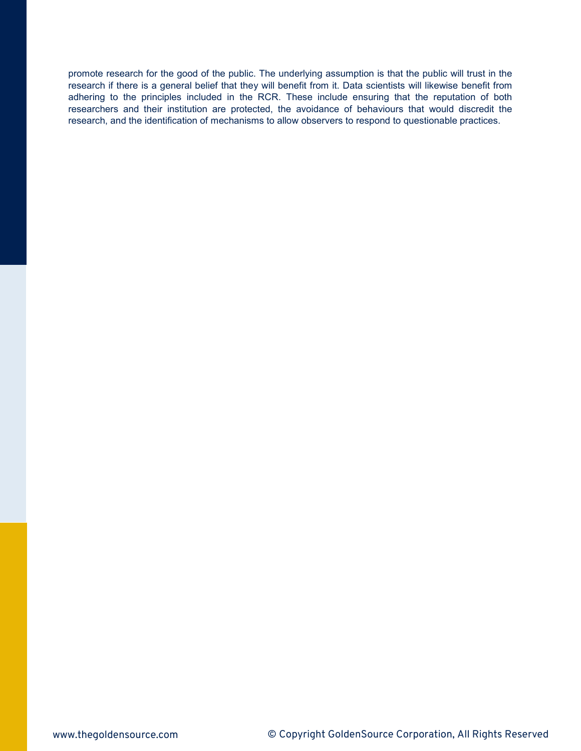promote research for the good of the public. The underlying assumption is that the public will trust in the research if there is a general belief that they will benefit from it. Data scientists will likewise benefit from adhering to the principles included in the RCR. These include ensuring that the reputation of both researchers and their institution are protected, the avoidance of behaviours that would discredit the research, and the identification of mechanisms to allow observers to respond to questionable practices.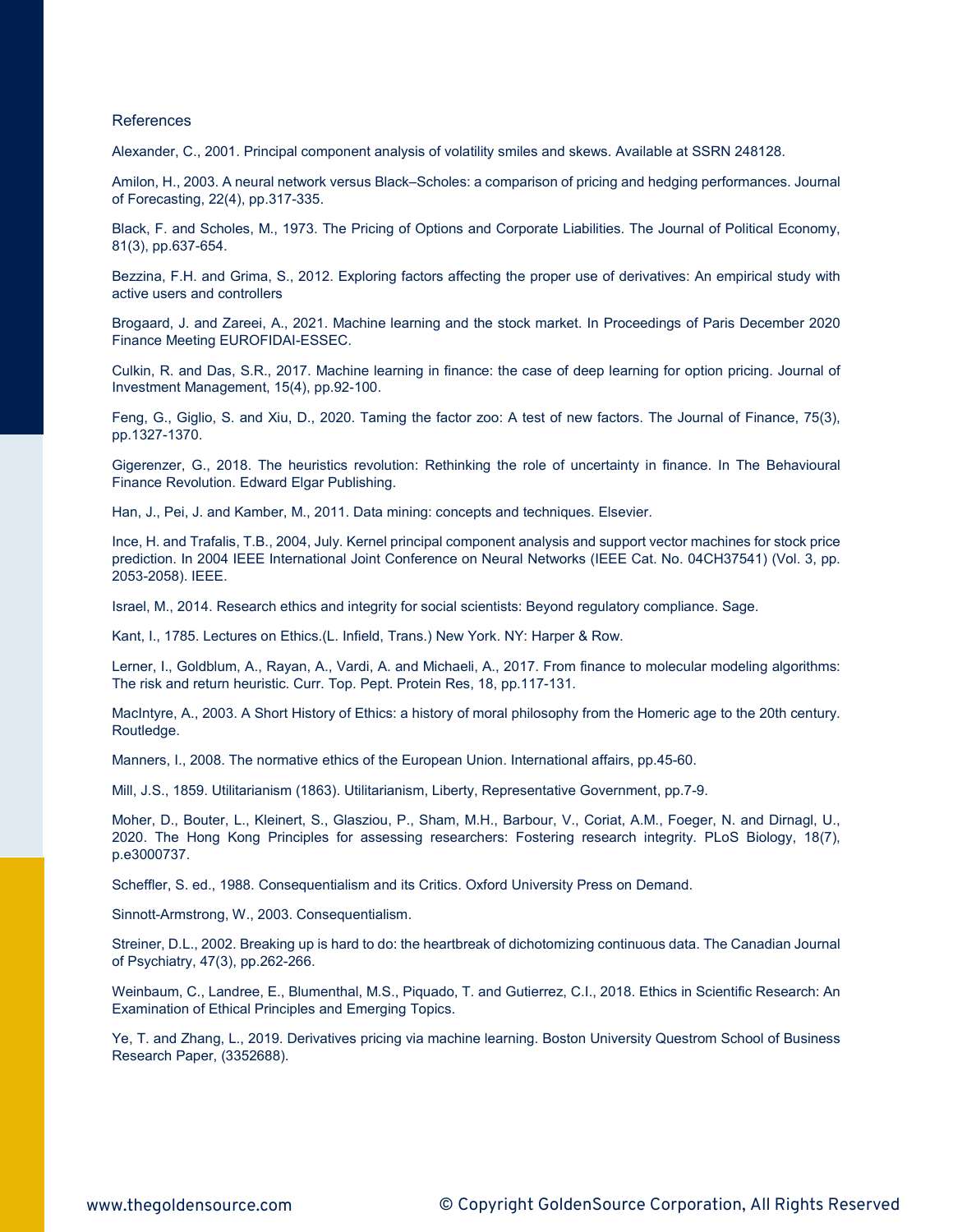## References

Alexander, C., 2001. Principal component analysis of volatility smiles and skews. Available at SSRN 248128.

Amilon, H., 2003. A neural network versus Black–Scholes: a comparison of pricing and hedging performances. Journal of Forecasting, 22(4), pp.317-335.

Black, F. and Scholes, M., 1973. The Pricing of Options and Corporate Liabilities. The Journal of Political Economy, 81(3), pp.637-654.

Bezzina, F.H. and Grima, S., 2012. Exploring factors affecting the proper use of derivatives: An empirical study with active users and controllers

Brogaard, J. and Zareei, A., 2021. Machine learning and the stock market. In Proceedings of Paris December 2020 Finance Meeting EUROFIDAI-ESSEC.

Culkin, R. and Das, S.R., 2017. Machine learning in finance: the case of deep learning for option pricing. Journal of Investment Management, 15(4), pp.92-100.

Feng, G., Giglio, S. and Xiu, D., 2020. Taming the factor zoo: A test of new factors. The Journal of Finance, 75(3), pp.1327-1370.

Gigerenzer, G., 2018. The heuristics revolution: Rethinking the role of uncertainty in finance. In The Behavioural Finance Revolution. Edward Elgar Publishing.

Han, J., Pei, J. and Kamber, M., 2011. Data mining: concepts and techniques. Elsevier.

Ince, H. and Trafalis, T.B., 2004, July. Kernel principal component analysis and support vector machines for stock price prediction. In 2004 IEEE International Joint Conference on Neural Networks (IEEE Cat. No. 04CH37541) (Vol. 3, pp. 2053-2058). IEEE.

Israel, M., 2014. Research ethics and integrity for social scientists: Beyond regulatory compliance. Sage.

Kant, I., 1785. Lectures on Ethics.(L. Infield, Trans.) New York. NY: Harper & Row.

Lerner, I., Goldblum, A., Rayan, A., Vardi, A. and Michaeli, A., 2017. From finance to molecular modeling algorithms: The risk and return heuristic. Curr. Top. Pept. Protein Res, 18, pp.117-131.

MacIntyre, A., 2003. A Short History of Ethics: a history of moral philosophy from the Homeric age to the 20th century. Routledge.

Manners, I., 2008. The normative ethics of the European Union. International affairs, pp.45-60.

Mill, J.S., 1859. Utilitarianism (1863). Utilitarianism, Liberty, Representative Government, pp.7-9.

Moher, D., Bouter, L., Kleinert, S., Glasziou, P., Sham, M.H., Barbour, V., Coriat, A.M., Foeger, N. and Dirnagl, U., 2020. The Hong Kong Principles for assessing researchers: Fostering research integrity. PLoS Biology, 18(7), p.e3000737.

Scheffler, S. ed., 1988. Consequentialism and its Critics. Oxford University Press on Demand.

Sinnott-Armstrong, W., 2003. Consequentialism.

Streiner, D.L., 2002. Breaking up is hard to do: the heartbreak of dichotomizing continuous data. The Canadian Journal of Psychiatry, 47(3), pp.262-266.

Weinbaum, C., Landree, E., Blumenthal, M.S., Piquado, T. and Gutierrez, C.I., 2018. Ethics in Scientific Research: An Examination of Ethical Principles and Emerging Topics.

Ye, T. and Zhang, L., 2019. Derivatives pricing via machine learning. Boston University Questrom School of Business Research Paper, (3352688).